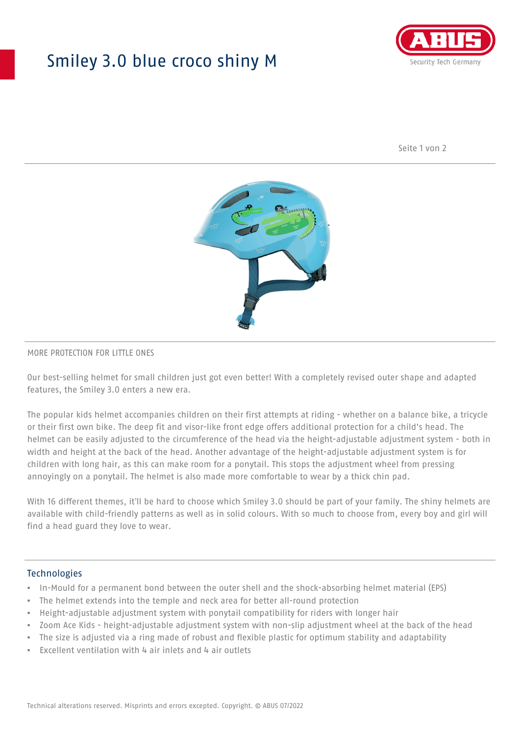# Smiley 3.0 blue croco shiny M

MORE PROTECTION FOR LITTLE ONES

Our best-selling helmet for small children just got even better! With a completely revised outer shape and adapted features, the Smiley 3.0 enters a new era.

The popular kids helmet accompanies children on their first attempts at riding - whether on a balance bike, a tricycle or their first own bike. The deep fit and visor-like front edge offers additional protection for a child's head. The helmet can be easily adjusted to the circumference of the head via the height-adjustable adjustment system - both in width and height at the back of the head. Another advantage of the height-adjustable adjustment system is for children with long hair, as this can make room for a ponytail. This stops the adjustment wheel from pressing annoyingly on a ponytail. The helmet is also made more comfortable to wear by a thick chin pad.

With 16 different themes, it'll be hard to choose which Smiley 3.0 should be part of your family. The shiny helmets are available with child-friendly patterns as well as in solid colours. With so much to choose from, every boy and girl will find a head guard they love to wear.

## Technologies

- In-Mould for a permanent bond between the outer shell and the shock-absorbing helmet material (EPS)
- The helmet extends into the temple and neck area for better all-round protection
- Height-adjustable adjustment system with ponytail compatibility for riders with longer hair
- Zoom Ace Kids - height-adjustable adjustment system with non-slip adjustment wheel at the back of the head
- The size is adjusted via a ring made of robust and flexible plastic for optimum stability and adaptability
- Excellent ventilation with 4 air inlets and 4 air outlets

Technical alterations reserved. Misprints and errors excepted. Copyright. © ABUS 07/2022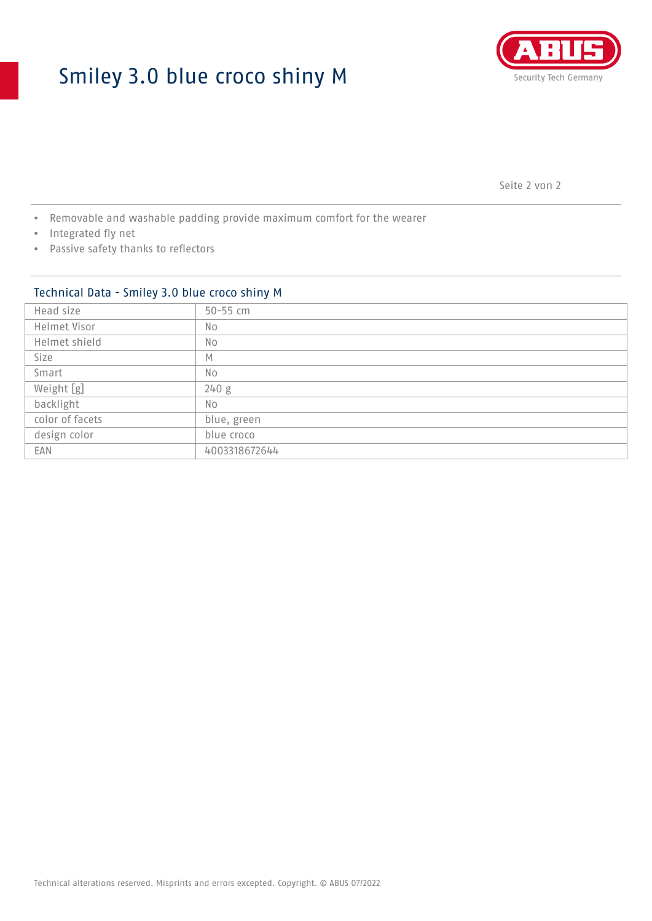# Smiley 3.0 blue croco shiny M

- Removable and washable padding provide maximum comfort for the wearer
- Integrated fly net
- Passive safety thanks to reflectors

## Technical Data - Smiley 3.0 blue croco shiny M

| | |
|---|---|
| Head size | 50-55 cm |
| Helmet Visor | No |
| Helmet shield | No |
| Size | M |
| Smart | No |
| Weight [g] | 240 g |
| backlight | No |
| color of facets | blue, green |
| design color | blue croco |
| EAN | 4003318672644 |

Technical alterations reserved. Misprints and errors excepted. Copyright. © ABUS 07/2022